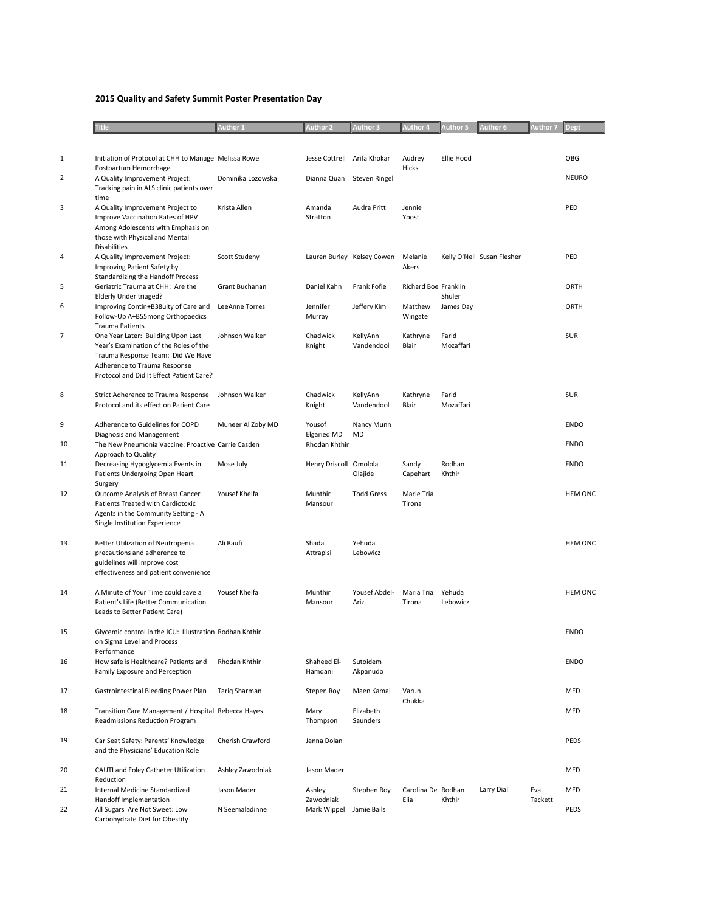## 2015 Quality and Safety Summit Poster Presentation Day

| | Title | Author 1 | Author 2 | Author 3 | Author 4 | Author 5 | Author 6 | Author 7 | Dept |
|---|---|---|---|---|---|---|---|---|---|
| 1 | Initiation of Protocol at CHH to Manage Postpartum Hemorrhage | Melissa Rowe | Jesse Cottrell | Arifa Khokar | Audrey Hicks | Ellie Hood | | | OBG |
| 2 | A Quality Improvement Project: Tracking pain in ALS clinic patients over time | Dominika Lozowska | Dianna Quan | Steven Ringel | | | | | NEURO |
| 3 | A Quality Improvement Project to Improve Vaccination Rates of HPV Among Adolescents with Emphasis on those with Physical and Mental Disabilities | Krista Allen | Amanda Stratton | Audra Pritt | Jennie Yoost | | | | PED |
| 4 | A Quality Improvement Project: Improving Patient Safety by Standardizing the Handoff Process | Scott Studeny | Lauren Burley | Kelsey Cowen | Melanie Akers | Kelly O'Neil | Susan Flesher | | PED |
| 5 | Geriatric Trauma at CHH: Are the Elderly Under triaged? | Grant Buchanan | Daniel Kahn | Frank Fofie | Richard Boe | Franklin Shuler | | | ORTH |
| 6 | Improving Contin+B38uity of Care and Follow-Up A+B55mong Orthopaedics Trauma Patients | LeeAnne Torres | Jennifer Murray | Jeffery Kim | Matthew Wingate | James Day | | | ORTH |
| 7 | One Year Later: Building Upon Last Year's Examination of the Roles of the Trauma Response Team: Did We Have Adherence to Trauma Response Protocol and Did It Effect Patient Care? | Johnson Walker | Chadwick Knight | KellyAnn Vandendool | Kathryne Blair | Farid Mozaffari | | | SUR |
| 8 | Strict Adherence to Trauma Response Protocol and its effect on Patient Care | Johnson Walker | Chadwick Knight | KellyAnn Vandendool | Kathryne Blair | Farid Mozaffari | | | SUR |
| 9 | Adherence to Guidelines for COPD Diagnosis and Management | Muneer Al Zoby MD | Yousof Elgaried MD | Nancy Munn MD | | | | | ENDO |
| 10 | The New Pneumonia Vaccine: Proactive Approach to Quality | Carrie Casden | Rhodan Khthir | | | | | | ENDO |
| 11 | Decreasing Hypoglycemia Events in Patients Undergoing Open Heart Surgery | Mose July | Henry Driscoll | Omolola Olajide | Sandy Capehart | Rodhan Khthir | | | ENDO |
| 12 | Outcome Analysis of Breast Cancer Patients Treated with Cardiotoxic Agents in the Community Setting - A Single Institution Experience | Yousef Khelfa | Munthir Mansour | Todd Gress | Marie Tria Tirona | | | | HEM ONC |
| 13 | Better Utilization of Neutropenia precautions and adherence to guidelines will improve cost effectiveness and patient convenience | Ali Raufi | Shada Attraplsi | Yehuda Lebowicz | | | | | HEM ONC |
| 14 | A Minute of Your Time could save a Patient's Life (Better Communication Leads to Better Patient Care) | Yousef Khelfa | Munthir Mansour | Yousef Abdel-Ariz | Maria Tria Tirona | Yehuda Lebowicz | | | HEM ONC |
| 15 | Glycemic control in the ICU: Illustration on Sigma Level and Process Performance | Rodhan Khthir | | | | | | | ENDO |
| 16 | How safe is Healthcare? Patients and Family Exposure and Perception | Rhodan Khthir | Shaheed El-Hamdani | Sutoidem Akpanudo | | | | | ENDO |
| 17 | Gastrointestinal Bleeding Power Plan | Tariq Sharman | Stepen Roy | Maen Kamal | Varun Chukka | | | | MED |
| 18 | Transition Care Management / Hospital Readmissions Reduction Program | Rebecca Hayes | Mary Thompson | Elizabeth Saunders | | | | | MED |
| 19 | Car Seat Safety: Parents' Knowledge and the Physicians' Education Role | Cherish Crawford | Jenna Dolan | | | | | | PEDS |
| 20 | CAUTI and Foley Catheter Utilization Reduction | Ashley Zawodniak | Jason Mader | | | | | | MED |
| 21 | Internal Medicine Standardized Handoff Implementation | Jason Mader | Ashley Zawodniak | Stephen Roy | Carolina De Elia | Rodhan Khthir | Larry Dial | Eva Tackett | MED |
| 22 | All Sugars Are Not Sweet: Low Carbohydrate Diet for Obestity | N Seemaladinne | Mark Wippel | Jamie Bails | | | | | PEDS |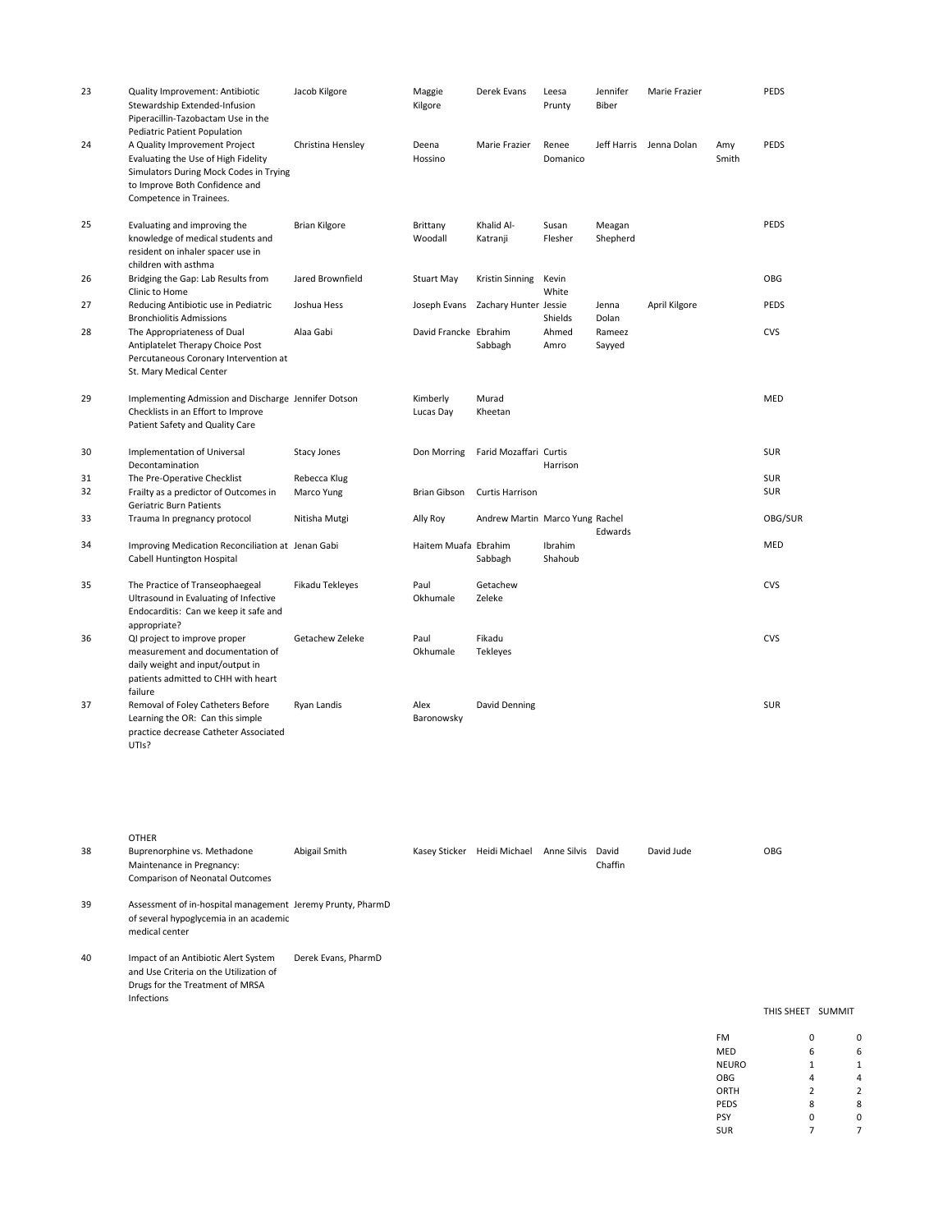| | | | | | | | | | |
|---|---|---|---|---|---|---|---|---|---|
| 23 | Quality Improvement: Antibiotic Stewardship Extended-Infusion Piperacillin-Tazobactam Use in the Pediatric Patient Population | Jacob Kilgore | Maggie Kilgore | Derek Evans | Leesa Prunty | Jennifer Biber | Marie Frazier | | PEDS |
| 24 | A Quality Improvement Project Evaluating the Use of High Fidelity Simulators During Mock Codes in Trying to Improve Both Confidence and Competence in Trainees. | Christina Hensley | Deena Hossino | Marie Frazier | Renee Domanico | Jeff Harris | Jenna Dolan | Amy Smith | PEDS |
| 25 | Evaluating and improving the knowledge of medical students and resident on inhaler spacer use in children with asthma | Brian Kilgore | Brittany Woodall | Khalid Al-Katranji | Susan Flesher | Meagan Shepherd | | | PEDS |
| 26 | Bridging the Gap: Lab Results from Clinic to Home | Jared Brownfield | Stuart May | Kristin Sinning | Kevin White | | | | OBG |
| 27 | Reducing Antibiotic use in Pediatric Bronchiolitis Admissions | Joshua Hess | Joseph Evans | Zachary Hunter | Jessie Shields | Jenna Dolan | April Kilgore | | PEDS |
| 28 | The Appropriateness of Dual Antiplatelet Therapy Choice Post Percutaneous Coronary Intervention at St. Mary Medical Center | Alaa Gabi | David Francke | Ebrahim Sabbagh | Ahmed Amro | Rameez Sayyed | | | CVS |
| 29 | Implementing Admission and Discharge Checklists in an Effort to Improve Patient Safety and Quality Care | Jennifer Dotson | Kimberly Lucas Day | Murad Kheetan | | | | | MED |
| 30 | Implementation of Universal Decontamination | Stacy Jones | Don Morring | Farid Mozaffari | Curtis Harrison | | | | SUR |
| 31 | The Pre-Operative Checklist | Rebecca Klug | | | | | | | SUR |
| 32 | Frailty as a predictor of Outcomes in Geriatric Burn Patients | Marco Yung | Brian Gibson | Curtis Harrison | | | | | SUR |
| 33 | Trauma In pregnancy protocol | Nitisha Mutgi | Ally Roy | Andrew Martin | Marco Yung | Rachel Edwards | | | OBG/SUR |
| 34 | Improving Medication Reconciliation at Cabell Huntington Hospital | Jenan Gabi | Haitem Muafa | Ebrahim Sabbagh | Ibrahim Shahoub | | | | MED |
| 35 | The Practice of Transeophaegeal Ultrasound in Evaluating of Infective Endocarditis: Can we keep it safe and appropriate? | Fikadu Tekleyes | Paul Okhumale | Getachew Zeleke | | | | | CVS |
| 36 | QI project to improve proper measurement and documentation of daily weight and input/output in patients admitted to CHH with heart failure | Getachew Zeleke | Paul Okhumale | Fikadu Tekleyes | | | | | CVS |
| 37 | Removal of Foley Catheters Before Learning the OR: Can this simple practice decrease Catheter Associated UTIs? | Ryan Landis | Alex Baronowsky | David Denning | | | | | SUR |

OTHER

| | | | | | | | | | |
|---|---|---|---|---|---|---|---|---|---|
| 38 | Buprenorphine vs. Methadone Maintenance in Pregnancy: Comparison of Neonatal Outcomes | Abigail Smith | Kasey Sticker | Heidi Michael | Anne Silvis | David Chaffin | David Jude | | OBG |
| 39 | Assessment of in-hospital management of several hypoglycemia in an academic medical center | Jeremy Prunty, PharmD | | | | | | | |
| 40 | Impact of an Antibiotic Alert System and Use Criteria on the Utilization of Drugs for the Treatment of MRSA Infections | Derek Evans, PharmD | | | | | | | |

| | THIS SHEET | SUMMIT |
|---|---|---|
| FM | 0 | 0 |
| MED | 6 | 6 |
| NEURO | 1 | 1 |
| OBG | 4 | 4 |
| ORTH | 2 | 2 |
| PEDS | 8 | 8 |
| PSY | 0 | 0 |
| SUR | 7 | 7 |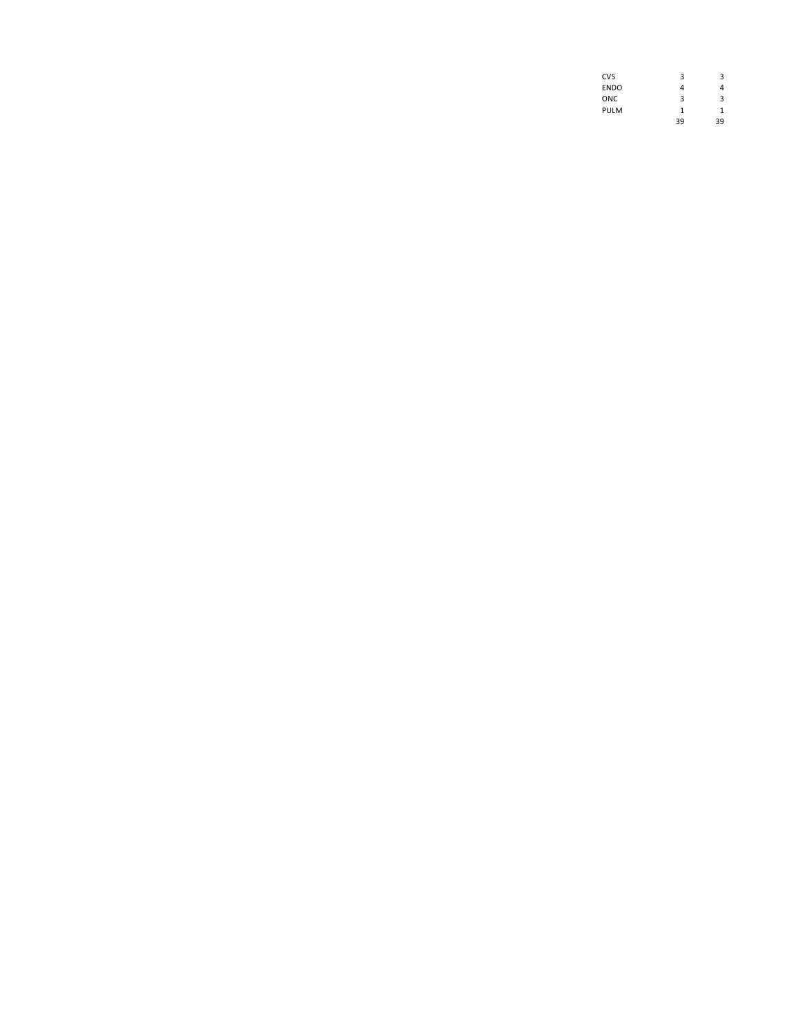| | | |
|---|---|---|
| CVS | 3 | 3 |
| ENDO | 4 | 4 |
| ONC | 3 | 3 |
| PULM | 1 | 1 |
| | 39 | 39 |